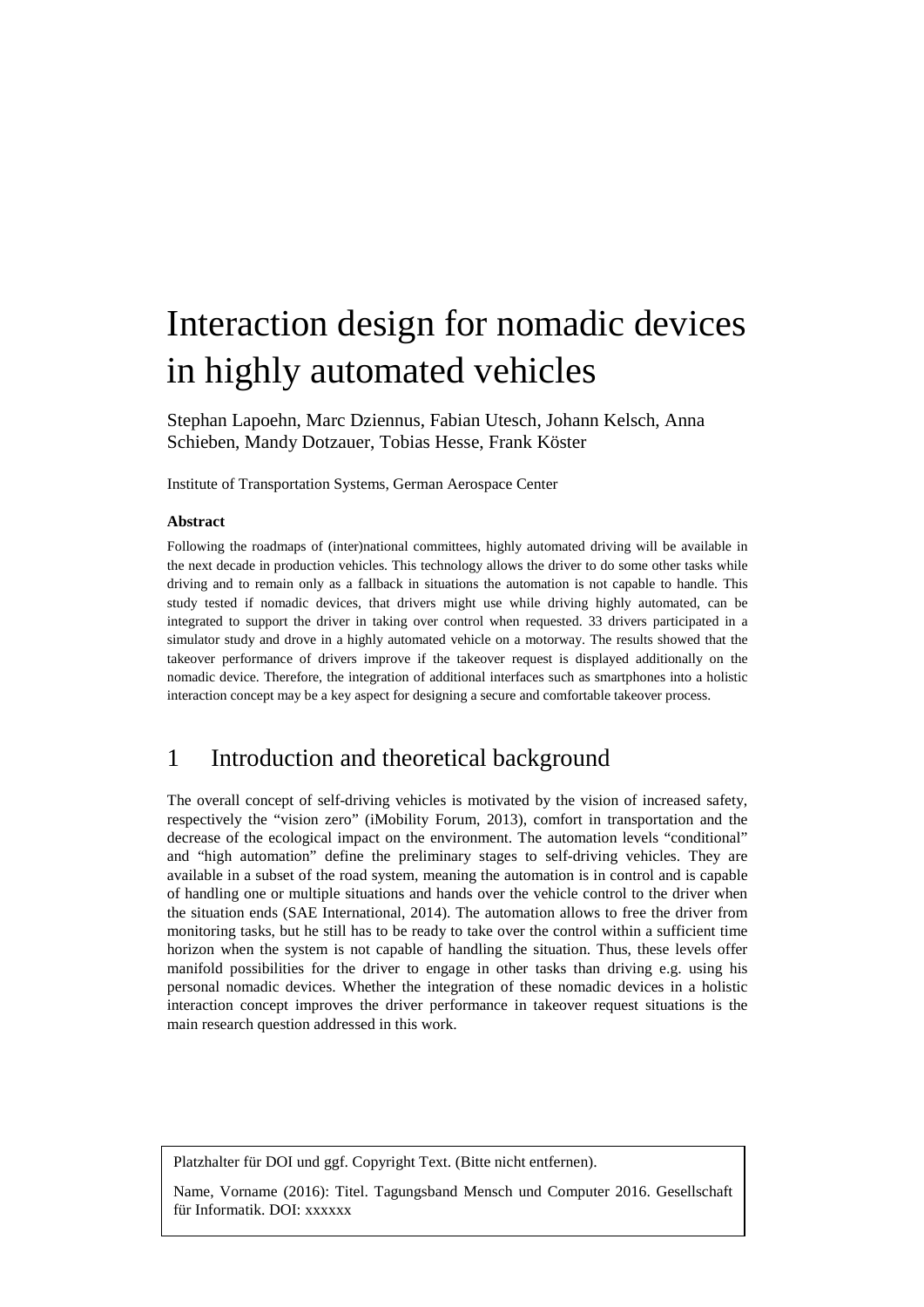# Interaction design for nomadic devices in highly automated vehicles

Stephan Lapoehn, Marc Dziennus, Fabian Utesch, Johann Kelsch, Anna Schieben, Mandy Dotzauer, Tobias Hesse, Frank Köster

Institute of Transportation Systems, German Aerospace Center

**Abstract**

Following the roadmaps of (inter)national committees, highly automated driving will be available in the next decade in production vehicles. This technology allows the driver to do some other tasks while driving and to remain only as a fallback in situations the automation is not capable to handle. This study tested if nomadic devices, that drivers might use while driving highly automated, can be integrated to support the driver in taking over control when requested. 33 drivers participated in a simulator study and drove in a highly automated vehicle on a motorway. The results showed that the takeover performance of drivers improve if the takeover request is displayed additionally on the nomadic device. Therefore, the integration of additional interfaces such as smartphones into a holistic interaction concept may be a key aspect for designing a secure and comfortable takeover process.

## 1 Introduction and theoretical background

The overall concept of self-driving vehicles is motivated by the vision of increased safety, respectively the "vision zero" (iMobility Forum, 2013), comfort in transportation and the decrease of the ecological impact on the environment. The automation levels "conditional" and "high automation" define the preliminary stages to self-driving vehicles. They are available in a subset of the road system, meaning the automation is in control and is capable of handling one or multiple situations and hands over the vehicle control to the driver when the situation ends (SAE International, 2014). The automation allows to free the driver from monitoring tasks, but he still has to be ready to take over the control within a sufficient time horizon when the system is not capable of handling the situation. Thus, these levels offer manifold possibilities for the driver to engage in other tasks than driving e.g. using his personal nomadic devices. Whether the integration of these nomadic devices in a holistic interaction concept improves the driver performance in takeover request situations is the main research question addressed in this work.

Platzhalter für DOI und ggf. Copyright Text. (Bitte nicht entfernen).

Name, Vorname (2016): Titel. Tagungsband Mensch und Computer 2016. Gesellschaft für Informatik. DOI: xxxxxx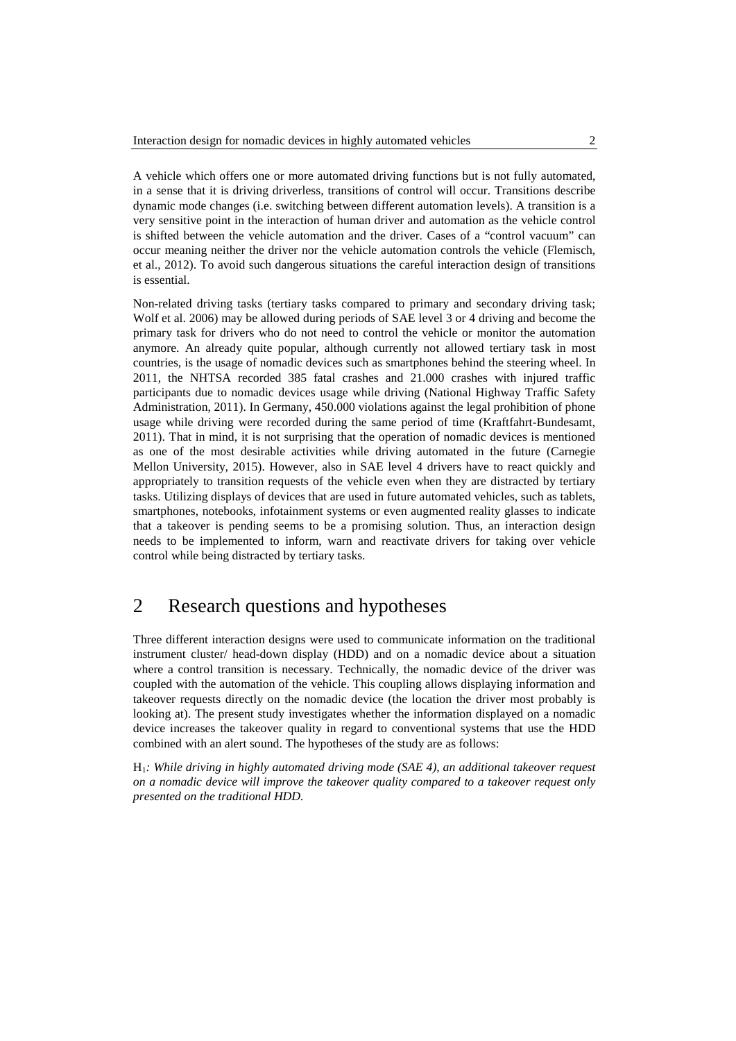A vehicle which offers one or more automated driving functions but is not fully automated, in a sense that it is driving driverless, transitions of control will occur. Transitions describe dynamic mode changes (i.e. switching between different automation levels). A transition is a very sensitive point in the interaction of human driver and automation as the vehicle control is shifted between the vehicle automation and the driver. Cases of a "control vacuum" can occur meaning neither the driver nor the vehicle automation controls the vehicle (Flemisch, et al., 2012). To avoid such dangerous situations the careful interaction design of transitions is essential.

Non-related driving tasks (tertiary tasks compared to primary and secondary driving task; Wolf et al. 2006) may be allowed during periods of SAE level 3 or 4 driving and become the primary task for drivers who do not need to control the vehicle or monitor the automation anymore. An already quite popular, although currently not allowed tertiary task in most countries, is the usage of nomadic devices such as smartphones behind the steering wheel. In 2011, the NHTSA recorded 385 fatal crashes and 21.000 crashes with injured traffic participants due to nomadic devices usage while driving (National Highway Traffic Safety Administration, 2011). In Germany, 450.000 violations against the legal prohibition of phone usage while driving were recorded during the same period of time (Kraftfahrt-Bundesamt, 2011). That in mind, it is not surprising that the operation of nomadic devices is mentioned as one of the most desirable activities while driving automated in the future (Carnegie Mellon University, 2015). However, also in SAE level 4 drivers have to react quickly and appropriately to transition requests of the vehicle even when they are distracted by tertiary tasks. Utilizing displays of devices that are used in future automated vehicles, such as tablets, smartphones, notebooks, infotainment systems or even augmented reality glasses to indicate that a takeover is pending seems to be a promising solution. Thus, an interaction design needs to be implemented to inform, warn and reactivate drivers for taking over vehicle control while being distracted by tertiary tasks.

# 2 Research questions and hypotheses

Three different interaction designs were used to communicate information on the traditional instrument cluster/ head-down display (HDD) and on a nomadic device about a situation where a control transition is necessary. Technically, the nomadic device of the driver was coupled with the automation of the vehicle. This coupling allows displaying information and takeover requests directly on the nomadic device (the location the driver most probably is looking at). The present study investigates whether the information displayed on a nomadic device increases the takeover quality in regard to conventional systems that use the HDD combined with an alert sound. The hypotheses of the study are as follows:

$H_1$*: While driving in highly automated driving mode (SAE 4), an additional takeover request on a nomadic device will improve the takeover quality compared to a takeover request only presented on the traditional HDD.*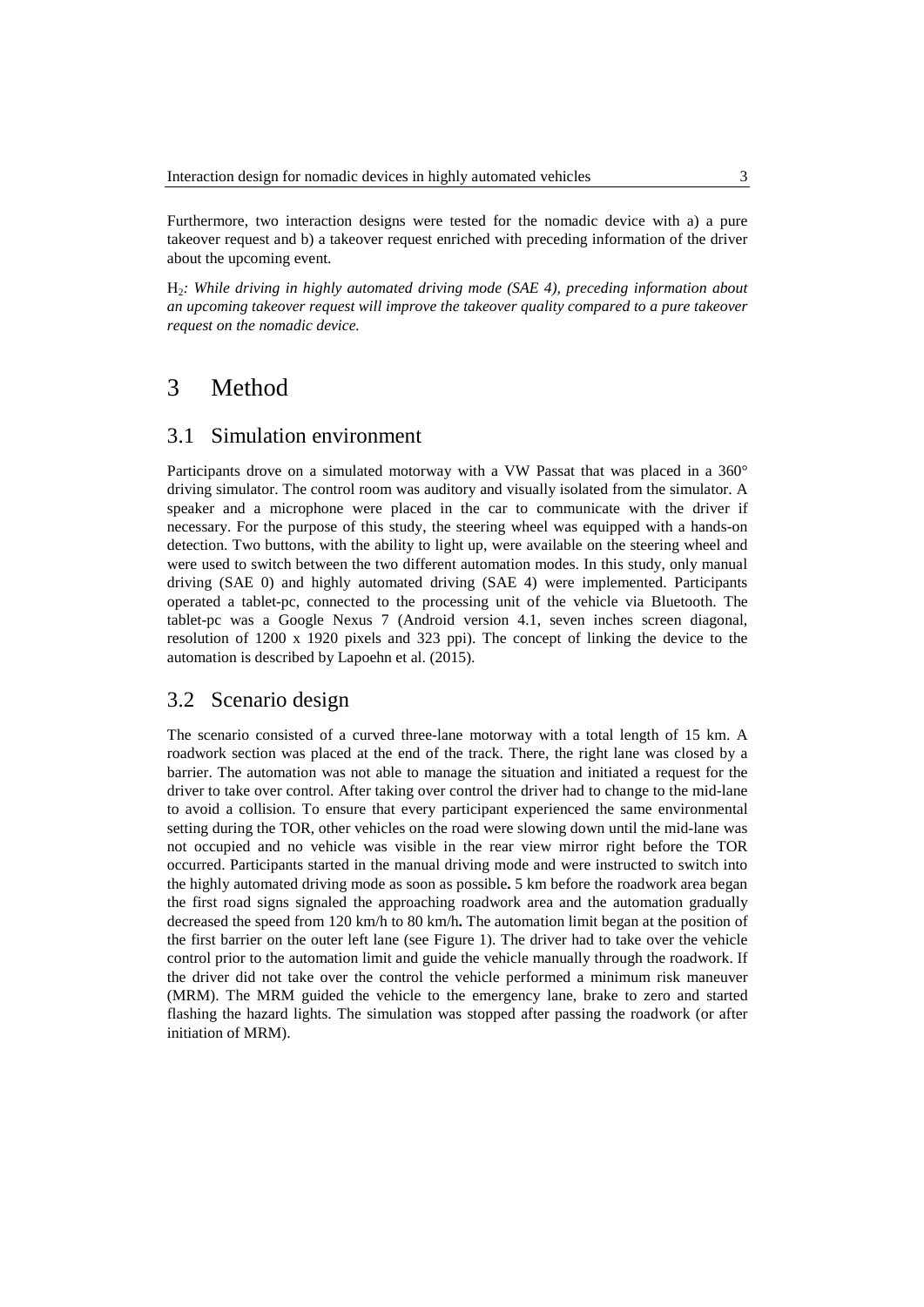Furthermore, two interaction designs were tested for the nomadic device with a) a pure takeover request and b) a takeover request enriched with preceding information of the driver about the upcoming event.

$H_2$*: While driving in highly automated driving mode (SAE 4), preceding information about an upcoming takeover request will improve the takeover quality compared to a pure takeover request on the nomadic device.*

# 3 Method

## 3.1 Simulation environment

Participants drove on a simulated motorway with a VW Passat that was placed in a 360° driving simulator. The control room was auditory and visually isolated from the simulator. A speaker and a microphone were placed in the car to communicate with the driver if necessary. For the purpose of this study, the steering wheel was equipped with a hands-on detection. Two buttons, with the ability to light up, were available on the steering wheel and were used to switch between the two different automation modes. In this study, only manual driving (SAE 0) and highly automated driving (SAE 4) were implemented. Participants operated a tablet-pc, connected to the processing unit of the vehicle via Bluetooth. The tablet-pc was a Google Nexus 7 (Android version 4.1, seven inches screen diagonal, resolution of 1200 x 1920 pixels and 323 ppi). The concept of linking the device to the automation is described by Lapoehn et al. (2015).

## 3.2 Scenario design

The scenario consisted of a curved three-lane motorway with a total length of 15 km. A roadwork section was placed at the end of the track. There, the right lane was closed by a barrier. The automation was not able to manage the situation and initiated a request for the driver to take over control. After taking over control the driver had to change to the mid-lane to avoid a collision. To ensure that every participant experienced the same environmental setting during the TOR, other vehicles on the road were slowing down until the mid-lane was not occupied and no vehicle was visible in the rear view mirror right before the TOR occurred. Participants started in the manual driving mode and were instructed to switch into the highly automated driving mode as soon as possible**.** 5 km before the roadwork area began the first road signs signaled the approaching roadwork area and the automation gradually decreased the speed from 120 km/h to 80 km/h**.** The automation limit began at the position of the first barrier on the outer left lane (see Figure 1). The driver had to take over the vehicle control prior to the automation limit and guide the vehicle manually through the roadwork. If the driver did not take over the control the vehicle performed a minimum risk maneuver (MRM). The MRM guided the vehicle to the emergency lane, brake to zero and started flashing the hazard lights. The simulation was stopped after passing the roadwork (or after initiation of MRM).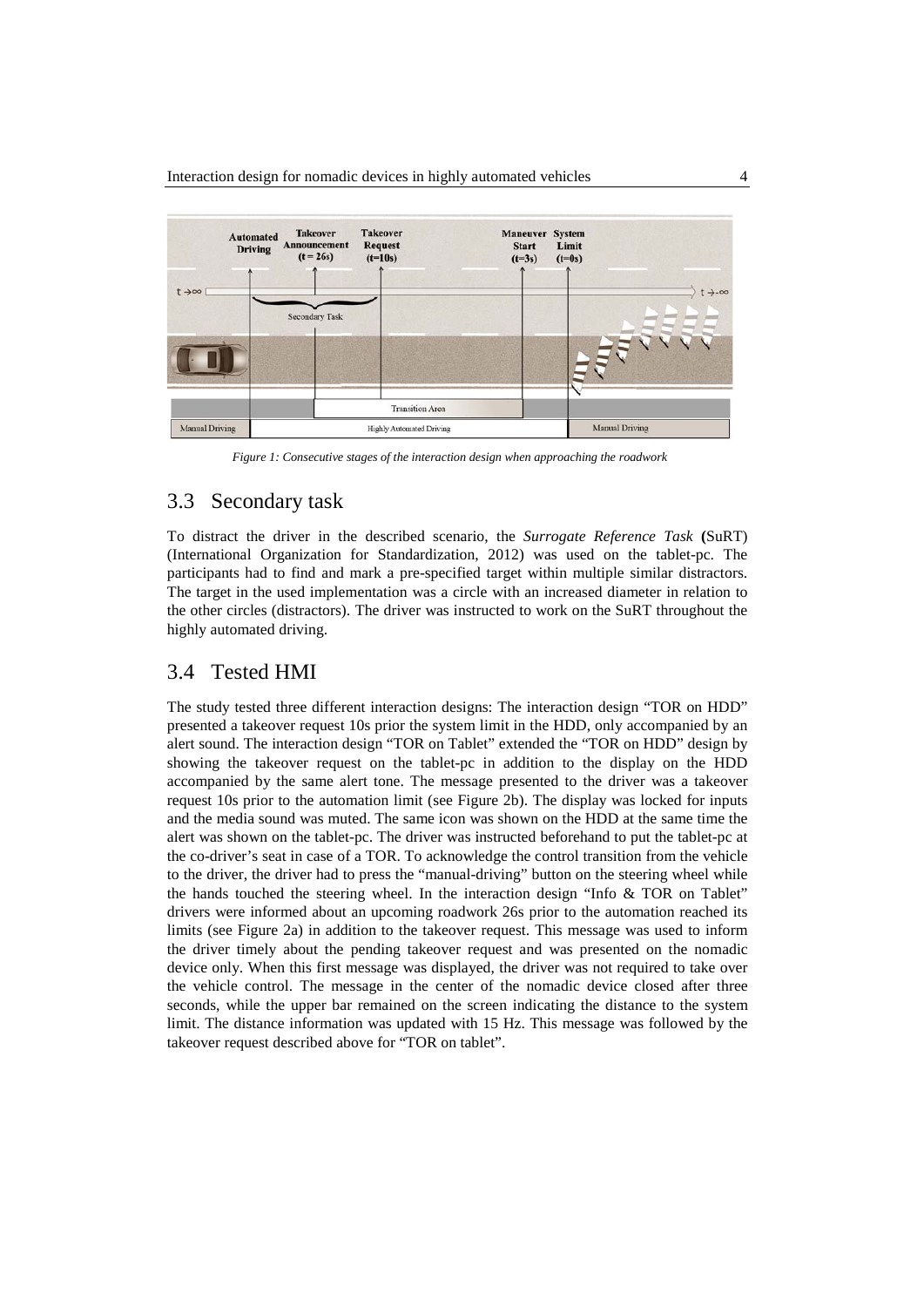*Figure 1: Consecutive stages of the interaction design when approaching the roadwork*

## 3.3 Secondary task

To distract the driver in the described scenario, the *Surrogate Reference Task* **(**SuRT) (International Organization for Standardization, 2012) was used on the tablet-pc. The participants had to find and mark a pre-specified target within multiple similar distractors. The target in the used implementation was a circle with an increased diameter in relation to the other circles (distractors). The driver was instructed to work on the SuRT throughout the highly automated driving.

## 3.4 Tested HMI

The study tested three different interaction designs: The interaction design "TOR on HDD" presented a takeover request 10s prior the system limit in the HDD, only accompanied by an alert sound. The interaction design "TOR on Tablet" extended the "TOR on HDD" design by showing the takeover request on the tablet-pc in addition to the display on the HDD accompanied by the same alert tone. The message presented to the driver was a takeover request 10s prior to the automation limit (see Figure 2b). The display was locked for inputs and the media sound was muted. The same icon was shown on the HDD at the same time the alert was shown on the tablet-pc. The driver was instructed beforehand to put the tablet-pc at the co-driver's seat in case of a TOR. To acknowledge the control transition from the vehicle to the driver, the driver had to press the "manual-driving" button on the steering wheel while the hands touched the steering wheel. In the interaction design "Info & TOR on Tablet" drivers were informed about an upcoming roadwork 26s prior to the automation reached its limits (see Figure 2a) in addition to the takeover request. This message was used to inform the driver timely about the pending takeover request and was presented on the nomadic device only. When this first message was displayed, the driver was not required to take over the vehicle control. The message in the center of the nomadic device closed after three seconds, while the upper bar remained on the screen indicating the distance to the system limit. The distance information was updated with 15 Hz. This message was followed by the takeover request described above for "TOR on tablet".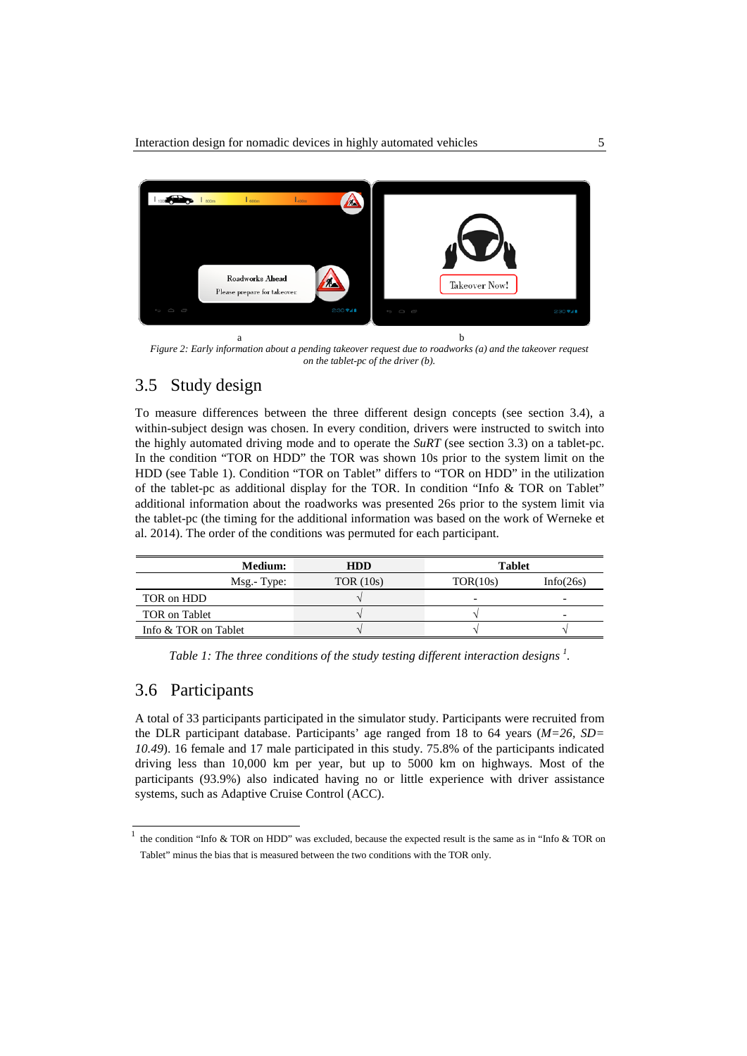a b

*Figure 2: Early information about a pending takeover request due to roadworks (a) and the takeover request on the tablet-pc of the driver (b).*

## 3.5 Study design

To measure differences between the three different design concepts (see section 3.4), a within-subject design was chosen. In every condition, drivers were instructed to switch into the highly automated driving mode and to operate the *SuRT* (see section 3.3) on a tablet-pc. In the condition "TOR on HDD" the TOR was shown 10s prior to the system limit on the HDD (see Table 1). Condition "TOR on Tablet" differs to "TOR on HDD" in the utilization of the tablet-pc as additional display for the TOR. In condition "Info & TOR on Tablet" additional information about the roadworks was presented 26s prior to the system limit via the tablet-pc (the timing for the additional information was based on the work of Werneke et al. 2014). The order of the conditions was permuted for each participant.

| Medium: | HDD | Tablet | |
|---|---|---|---|
| Msg.- Type: | TOR (10s) | TOR(10s) | Info(26s) |
| TOR on HDD | √ | - | - |
| TOR on Tablet | √ | √ | - |
| Info & TOR on Tablet | √ | √ | √ |

*Table 1: The three conditions of the study testing different interaction designs [1].*

## 3.6 Participants

A total of 33 participants participated in the simulator study. Participants were recruited from the DLR participant database. Participants' age ranged from 18 to 64 years (*M=26, SD= 10.49*). 16 female and 17 male participated in this study. 75.8% of the participants indicated driving less than 10,000 km per year, but up to 5000 km on highways. Most of the participants (93.9%) also indicated having no or little experience with driver assistance systems, such as Adaptive Cruise Control (ACC).

[1] the condition "Info & TOR on HDD" was excluded, because the expected result is the same as in "Info & TOR on Tablet" minus the bias that is measured between the two conditions with the TOR only.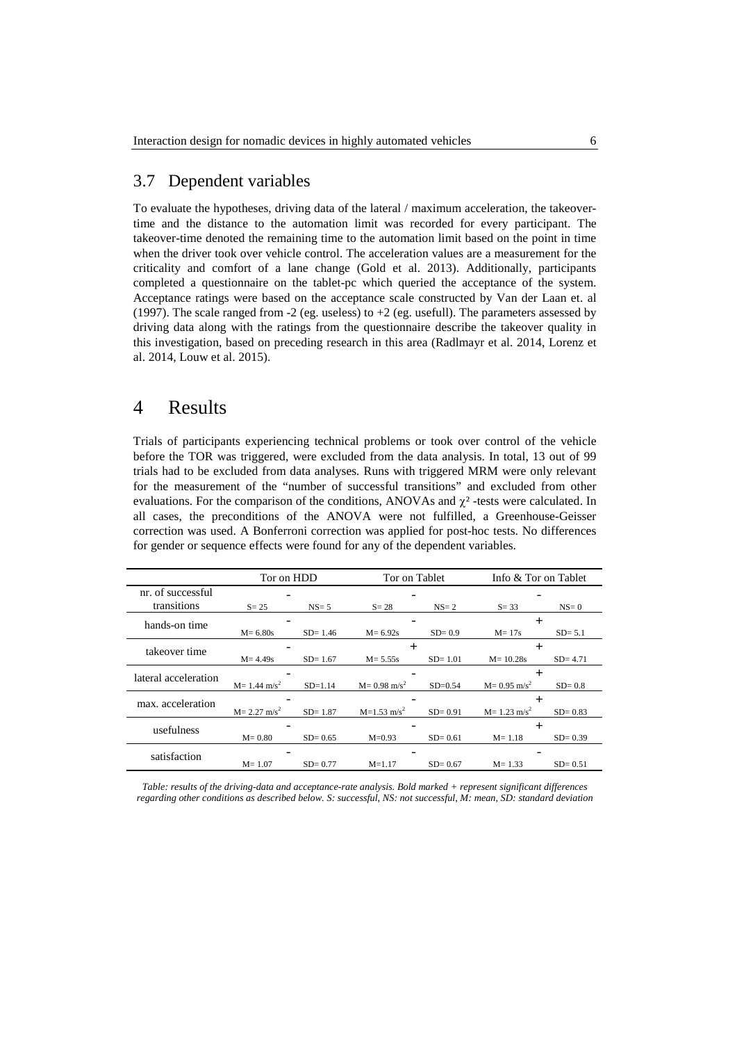## 3.7 Dependent variables

To evaluate the hypotheses, driving data of the lateral / maximum acceleration, the takeover-time and the distance to the automation limit was recorded for every participant. The takeover-time denoted the remaining time to the automation limit based on the point in time when the driver took over vehicle control. The acceleration values are a measurement for the criticality and comfort of a lane change (Gold et al. 2013). Additionally, participants completed a questionnaire on the tablet-pc which queried the acceptance of the system. Acceptance ratings were based on the acceptance scale constructed by Van der Laan et. al (1997). The scale ranged from -2 (eg. useless) to +2 (eg. usefull). The parameters assessed by driving data along with the ratings from the questionnaire describe the takeover quality in this investigation, based on preceding research in this area (Radlmayr et al. 2014, Lorenz et al. 2014, Louw et al. 2015).

# 4 Results

Trials of participants experiencing technical problems or took over control of the vehicle before the TOR was triggered, were excluded from the data analysis. In total, 13 out of 99 trials had to be excluded from data analyses. Runs with triggered MRM were only relevant for the measurement of the "number of successful transitions" and excluded from other evaluations. For the comparison of the conditions, ANOVAs and $\chi^2$ -tests were calculated. In all cases, the preconditions of the ANOVA were not fulfilled, a Greenhouse-Geisser correction was used. A Bonferroni correction was applied for post-hoc tests. No differences for gender or sequence effects were found for any of the dependent variables.

| | Tor on HDD | | Tor on Tablet | | Info & Tor on Tablet | |
|---|---|---|---|---|---|---|
| nr. of successful transitions | - | | - | | - | |
| | S= 25 | NS= 5 | S= 28 | NS= 2 | S= 33 | NS= 0 |
| hands-on time | - | | - | | **+** | |
| | M= 6.80s | SD= 1.46 | M= 6.92s | SD= 0.9 | M= 17s | SD= 5.1 |
| takeover time | - | | **+** | | **+** | |
| | M= 4.49s | SD= 1.67 | M= 5.55s | SD= 1.01 | M= 10.28s | SD= 4.71 |
| lateral acceleration | - | | - | | **+** | |
| | M= 1.44 $m/s^2$ | SD=1.14 | M= 0.98 $m/s^2$ | SD=0.54 | M= 0.95 $m/s^2$ | SD= 0.8 |
| max. acceleration | - | | - | | **+** | |
| | M= 2.27 $m/s^2$ | SD= 1.87 | M=1.53 $m/s^2$ | SD= 0.91 | M= 1.23 $m/s^2$ | SD= 0.83 |
| usefulness | - | | - | | **+** | |
| | M= 0.80 | SD= 0.65 | M=0.93 | SD= 0.61 | M= 1.18 | SD= 0.39 |
| satisfaction | - | | - | | - | |
| | M= 1.07 | SD= 0.77 | M=1.17 | SD= 0.67 | M= 1.33 | SD= 0.51 |

*Table: results of the driving-data and acceptance-rate analysis. Bold marked + represent significant differences regarding other conditions as described below. S: successful, NS: not successful, M: mean, SD: standard deviation*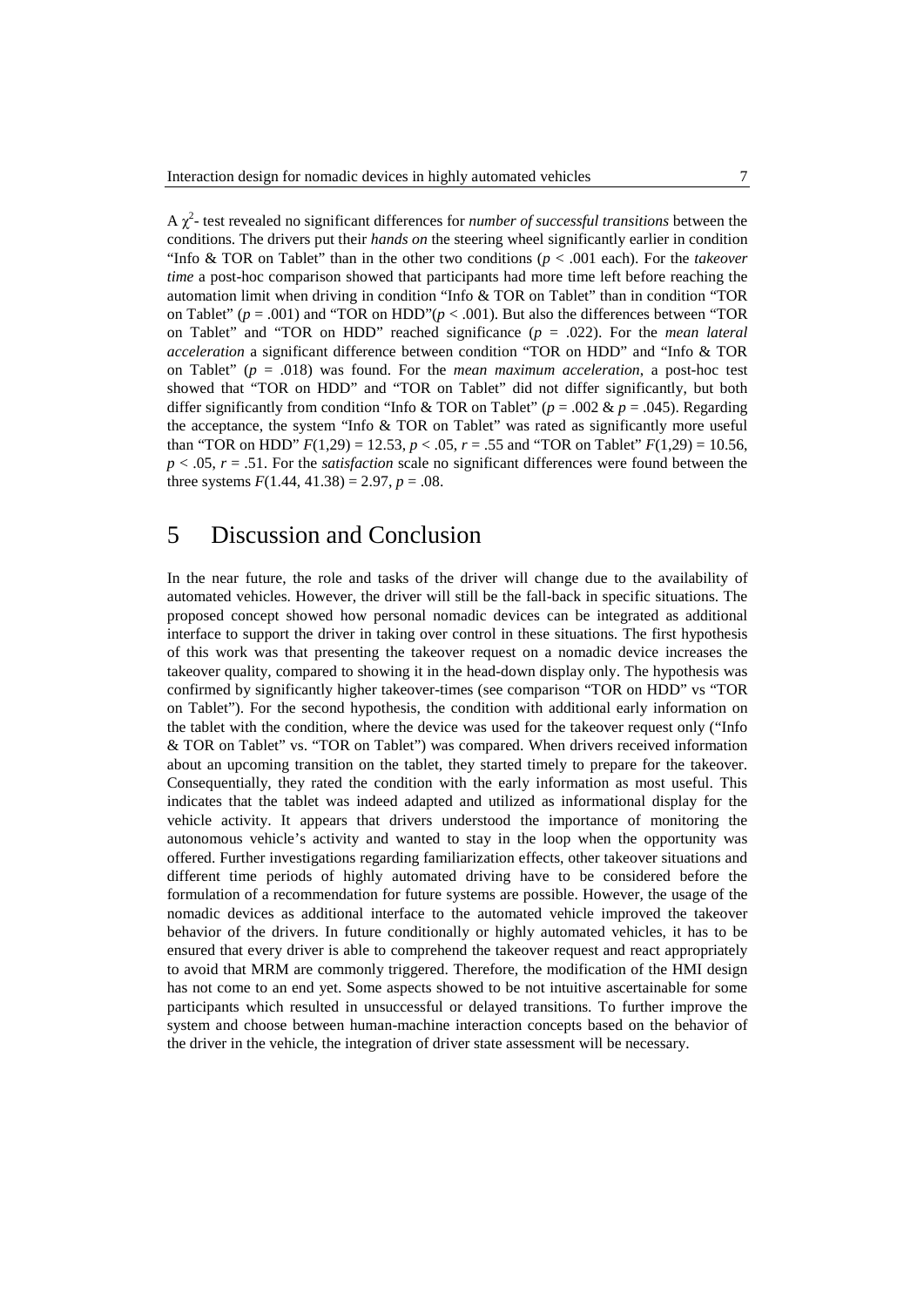A $\chi^2$- test revealed no significant differences for *number of successful transitions* between the conditions. The drivers put their *hands on* the steering wheel significantly earlier in condition "Info & TOR on Tablet" than in the other two conditions ($p < .001$ each). For the *takeover time* a post-hoc comparison showed that participants had more time left before reaching the automation limit when driving in condition "Info & TOR on Tablet" than in condition "TOR on Tablet" ($p = .001$) and "TOR on HDD"($p < .001$). But also the differences between "TOR on Tablet" and "TOR on HDD" reached significance ($p = .022$). For the *mean lateral acceleration* a significant difference between condition "TOR on HDD" and "Info & TOR on Tablet" ($p = .018$) was found. For the *mean maximum acceleration*, a post-hoc test showed that "TOR on HDD" and "TOR on Tablet" did not differ significantly, but both differ significantly from condition "Info & TOR on Tablet" ($p = .002$ & $p = .045$). Regarding the acceptance, the system "Info & TOR on Tablet" was rated as significantly more useful than "TOR on HDD" $F(1,29) = 12.53$, $p < .05$, $r = .55$ and "TOR on Tablet" $F(1,29) = 10.56$, $p < .05$, $r = .51$. For the *satisfaction* scale no significant differences were found between the three systems $F(1.44, 41.38) = 2.97$, $p = .08$.

# 5 Discussion and Conclusion

In the near future, the role and tasks of the driver will change due to the availability of automated vehicles. However, the driver will still be the fall-back in specific situations. The proposed concept showed how personal nomadic devices can be integrated as additional interface to support the driver in taking over control in these situations. The first hypothesis of this work was that presenting the takeover request on a nomadic device increases the takeover quality, compared to showing it in the head-down display only. The hypothesis was confirmed by significantly higher takeover-times (see comparison "TOR on HDD" vs "TOR on Tablet"). For the second hypothesis, the condition with additional early information on the tablet with the condition, where the device was used for the takeover request only ("Info & TOR on Tablet" vs. "TOR on Tablet") was compared. When drivers received information about an upcoming transition on the tablet, they started timely to prepare for the takeover. Consequentially, they rated the condition with the early information as most useful. This indicates that the tablet was indeed adapted and utilized as informational display for the vehicle activity. It appears that drivers understood the importance of monitoring the autonomous vehicle's activity and wanted to stay in the loop when the opportunity was offered. Further investigations regarding familiarization effects, other takeover situations and different time periods of highly automated driving have to be considered before the formulation of a recommendation for future systems are possible. However, the usage of the nomadic devices as additional interface to the automated vehicle improved the takeover behavior of the drivers. In future conditionally or highly automated vehicles, it has to be ensured that every driver is able to comprehend the takeover request and react appropriately to avoid that MRM are commonly triggered. Therefore, the modification of the HMI design has not come to an end yet. Some aspects showed to be not intuitive ascertainable for some participants which resulted in unsuccessful or delayed transitions. To further improve the system and choose between human-machine interaction concepts based on the behavior of the driver in the vehicle, the integration of driver state assessment will be necessary.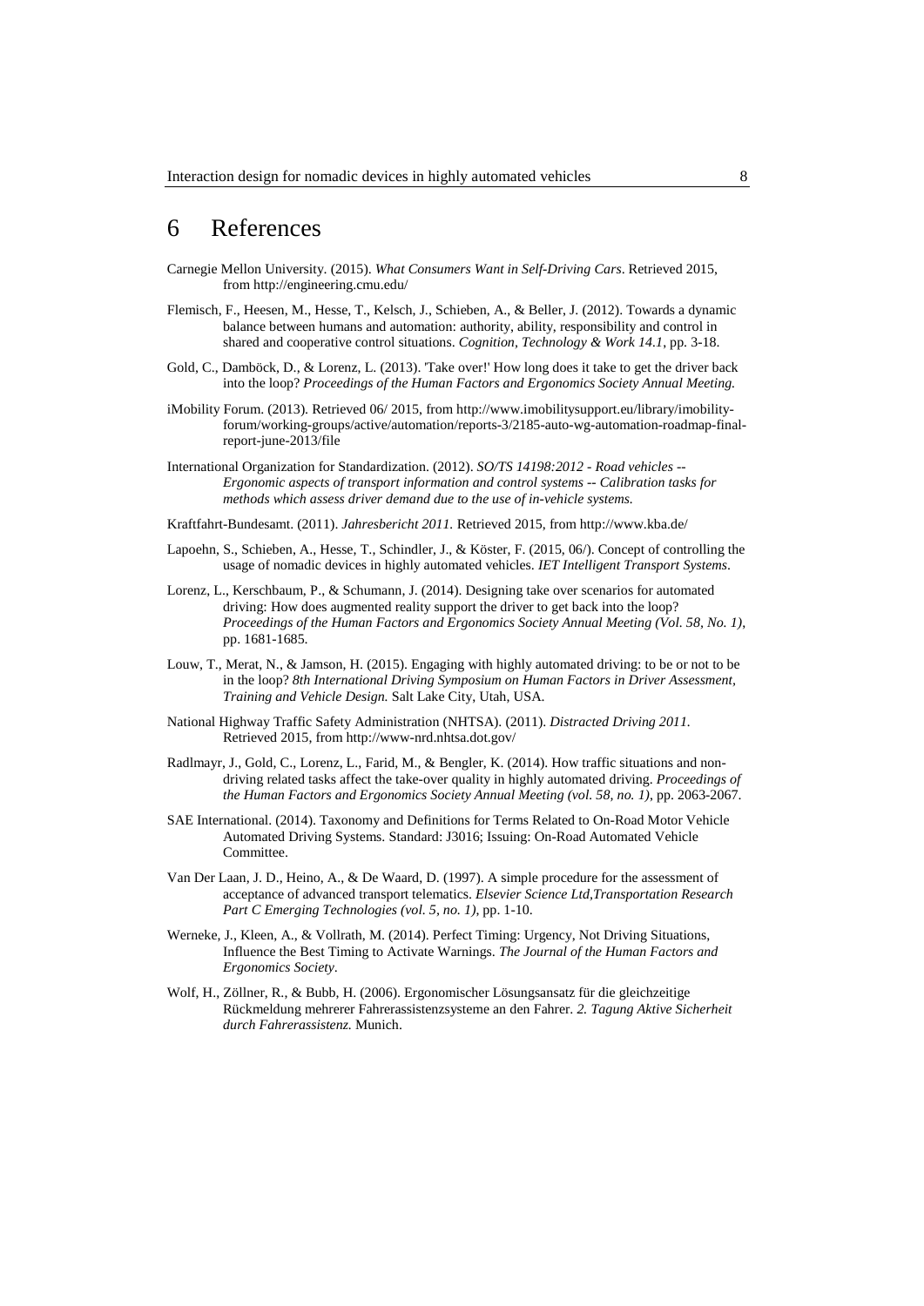# 6 References

Carnegie Mellon University. (2015). *What Consumers Want in Self-Driving Cars*. Retrieved 2015, from http://engineering.cmu.edu/

Flemisch, F., Heesen, M., Hesse, T., Kelsch, J., Schieben, A., & Beller, J. (2012). Towards a dynamic balance between humans and automation: authority, ability, responsibility and control in shared and cooperative control situations. *Cognition, Technology & Work 14.1*, pp. 3-18.

Gold, C., Damböck, D., & Lorenz, L. (2013). 'Take over!' How long does it take to get the driver back into the loop? *Proceedings of the Human Factors and Ergonomics Society Annual Meeting.*

iMobility Forum. (2013). Retrieved 06/ 2015, from http://www.imobilitysupport.eu/library/imobility-forum/working-groups/active/automation/reports-3/2185-auto-wg-automation-roadmap-final-report-june-2013/file

International Organization for Standardization. (2012). *SO/TS 14198:2012 - Road vehicles -- Ergonomic aspects of transport information and control systems -- Calibration tasks for methods which assess driver demand due to the use of in-vehicle systems.*

Kraftfahrt-Bundesamt. (2011). *Jahresbericht 2011.* Retrieved 2015, from http://www.kba.de/

Lapoehn, S., Schieben, A., Hesse, T., Schindler, J., & Köster, F. (2015, 06/). Concept of controlling the usage of nomadic devices in highly automated vehicles. *IET Intelligent Transport Systems*.

Lorenz, L., Kerschbaum, P., & Schumann, J. (2014). Designing take over scenarios for automated driving: How does augmented reality support the driver to get back into the loop? *Proceedings of the Human Factors and Ergonomics Society Annual Meeting (Vol. 58, No. 1)*, pp. 1681-1685.

Louw, T., Merat, N., & Jamson, H. (2015). Engaging with highly automated driving: to be or not to be in the loop? *8th International Driving Symposium on Human Factors in Driver Assessment, Training and Vehicle Design.* Salt Lake City, Utah, USA.

National Highway Traffic Safety Administration (NHTSA). (2011). *Distracted Driving 2011.* Retrieved 2015, from http://www-nrd.nhtsa.dot.gov/

Radlmayr, J., Gold, C., Lorenz, L., Farid, M., & Bengler, K. (2014). How traffic situations and non-driving related tasks affect the take-over quality in highly automated driving. *Proceedings of the Human Factors and Ergonomics Society Annual Meeting (vol. 58, no. 1)*, pp. 2063-2067.

SAE International. (2014). Taxonomy and Definitions for Terms Related to On-Road Motor Vehicle Automated Driving Systems. Standard: J3016; Issuing: On-Road Automated Vehicle Committee.

Van Der Laan, J. D., Heino, A., & De Waard, D. (1997). A simple procedure for the assessment of acceptance of advanced transport telematics. *Elsevier Science Ltd,Transportation Research Part C Emerging Technologies (vol. 5, no. 1)*, pp. 1-10.

Werneke, J., Kleen, A., & Vollrath, M. (2014). Perfect Timing: Urgency, Not Driving Situations, Influence the Best Timing to Activate Warnings. *The Journal of the Human Factors and Ergonomics Society*.

Wolf, H., Zöllner, R., & Bubb, H. (2006). Ergonomischer Lösungsansatz für die gleichzeitige Rückmeldung mehrerer Fahrerassistenzsysteme an den Fahrer. *2. Tagung Aktive Sicherheit durch Fahrerassistenz.* Munich.